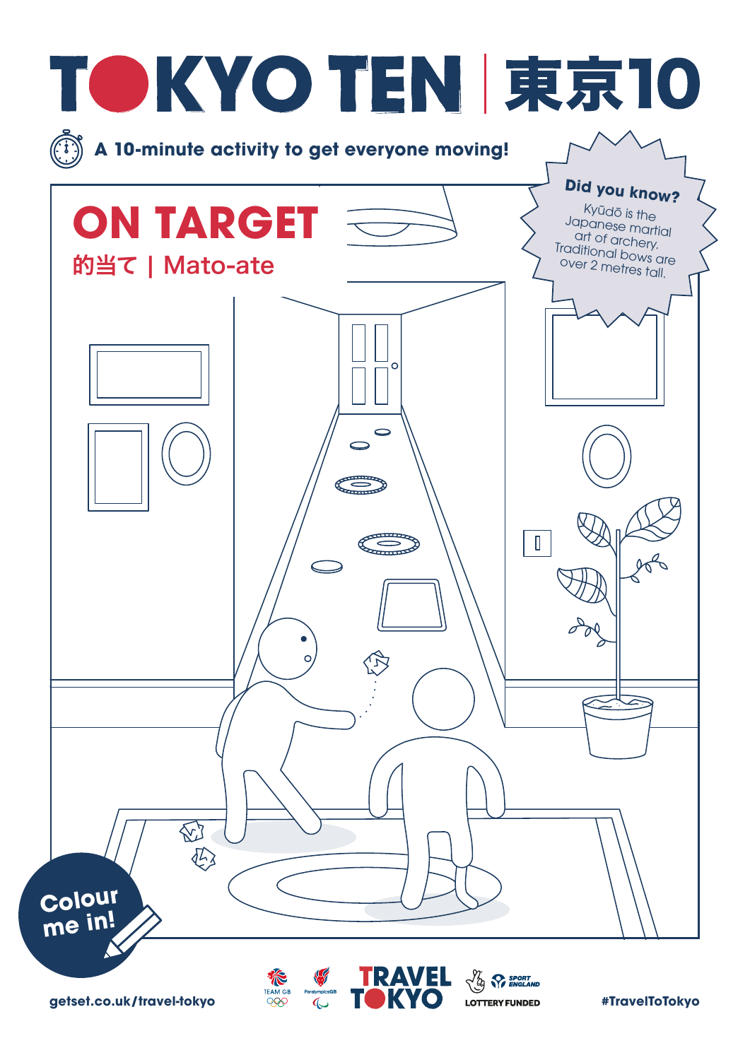# TOKYO TEN | 東京10

A 10-minute activity to get everyone moving!

## ON TARGET

### 的当て | Mato-ate

**Did you know?**

Kyūdō is the Japanese martial art of archery. Traditional bows are over 2 metres tall.

Colour me in!

getset.co.uk/travel-tokyo

TRAVEL TOKYO

LOTTERY FUNDED

#TravelToTokyo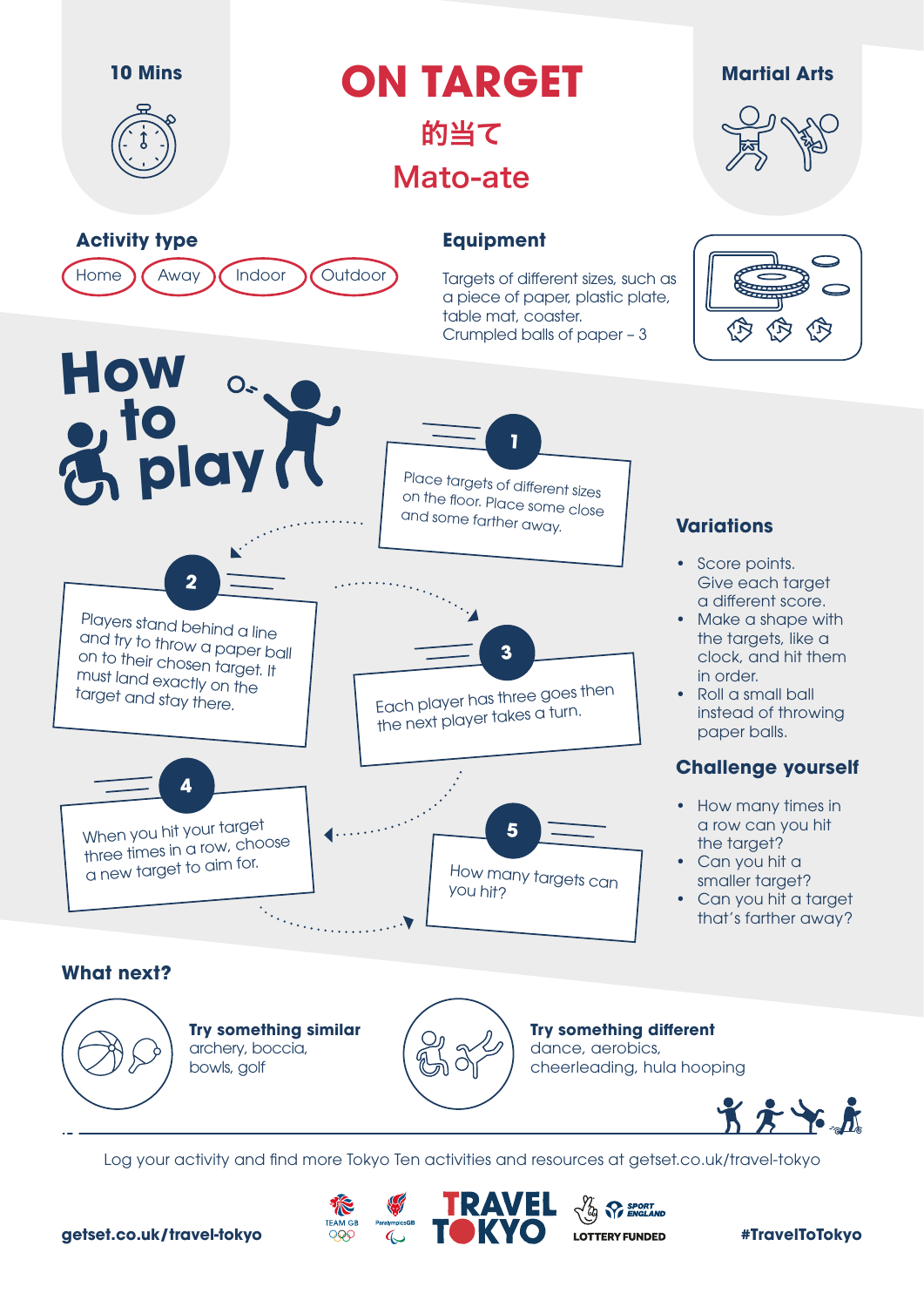10 Mins

# ON TARGET

## 的当て

## Mato-ate

Martial Arts

### Activity type

Home | Away | Indoor | Outdoor

### Equipment

Targets of different sizes, such as a piece of paper, plastic plate, table mat, coaster.
Crumpled balls of paper – 3

## How to play

1. Place targets of different sizes on the floor. Place some close and some farther away.
2. Players stand behind a line and try to throw a paper ball on to their chosen target. It must land exactly on the target and stay there.
3. Each player has three goes then the next player takes a turn.
4. When you hit your target three times in a row, choose a new target to aim for.
5. How many targets can you hit?

### Variations

- Score points. Give each target a different score.
- Make a shape with the targets, like a clock, and hit them in order.
- Roll a small ball instead of throwing paper balls.

### Challenge yourself

- How many times in a row can you hit the target?
- Can you hit a smaller target?
- Can you hit a target that's farther away?

### What next?

**Try something similar**
archery, boccia, bowls, golf

**Try something different**
dance, aerobics, cheerleading, hula hooping

Log your activity and find more Tokyo Ten activities and resources at getset.co.uk/travel-tokyo

getset.co.uk/travel-tokyo

TEAM GB | ParalympicsGB | TRAVEL TOKYO | SPORT ENGLAND | LOTTERY FUNDED

#TravelToTokyo